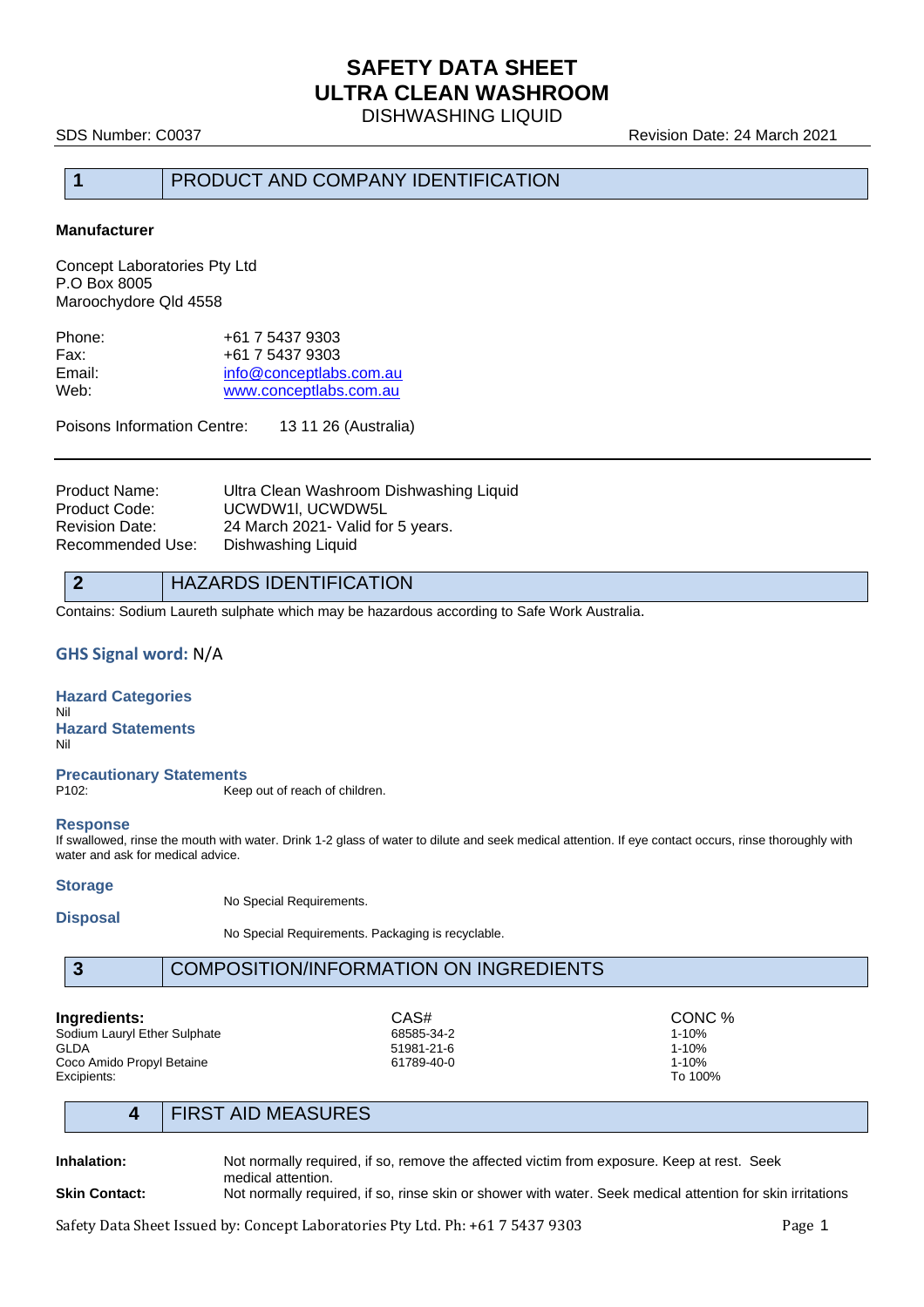# SAFETY DATA SHEET
# ULTRA CLEAN WASHROOM
## DISHWASHING LIQUID

SDS Number: C0037 Revision Date: 24 March 2021

## 1 PRODUCT AND COMPANY IDENTIFICATION

**Manufacturer**

Concept Laboratories Pty Ltd
P.O Box 8005
Maroochydore Qld 4558

| | |
|---|---|
| Phone: | +61 7 5437 9303 |
| Fax: | +61 7 5437 9303 |
| Email: | info@conceptlabs.com.au |
| Web: | www.conceptlabs.com.au |

Poisons Information Centre: 13 11 26 (Australia)

---

| | |
|---|---|
| Product Name: | Ultra Clean Washroom Dishwashing Liquid |
| Product Code: | UCWDW1l, UCWDW5L |
| Revision Date: | 24 March 2021- Valid for 5 years. |
| Recommended Use: | Dishwashing Liquid |

## 2 HAZARDS IDENTIFICATION

Contains: Sodium Laureth sulphate which may be hazardous according to Safe Work Australia.

**GHS Signal word:** N/A

**Hazard Categories**
Nil

**Hazard Statements**
Nil

**Precautionary Statements**
P102: Keep out of reach of children.

**Response**
If swallowed, rinse the mouth with water. Drink 1-2 glass of water to dilute and seek medical attention. If eye contact occurs, rinse thoroughly with water and ask for medical advice.

**Storage**
No Special Requirements.

**Disposal**
No Special Requirements. Packaging is recyclable.

## 3 COMPOSITION/INFORMATION ON INGREDIENTS

| Ingredients: | CAS# | CONC % |
|---|---|---|
| Sodium Lauryl Ether Sulphate | 68585-34-2 | 1-10% |
| GLDA | 51981-21-6 | 1-10% |
| Coco Amido Propyl Betaine | 61789-40-0 | 1-10% |
| Excipients: | | To 100% |

## 4 FIRST AID MEASURES

**Inhalation:** Not normally required, if so, remove the affected victim from exposure. Keep at rest. Seek medical attention.

**Skin Contact:** Not normally required, if so, rinse skin or shower with water. Seek medical attention for skin irritations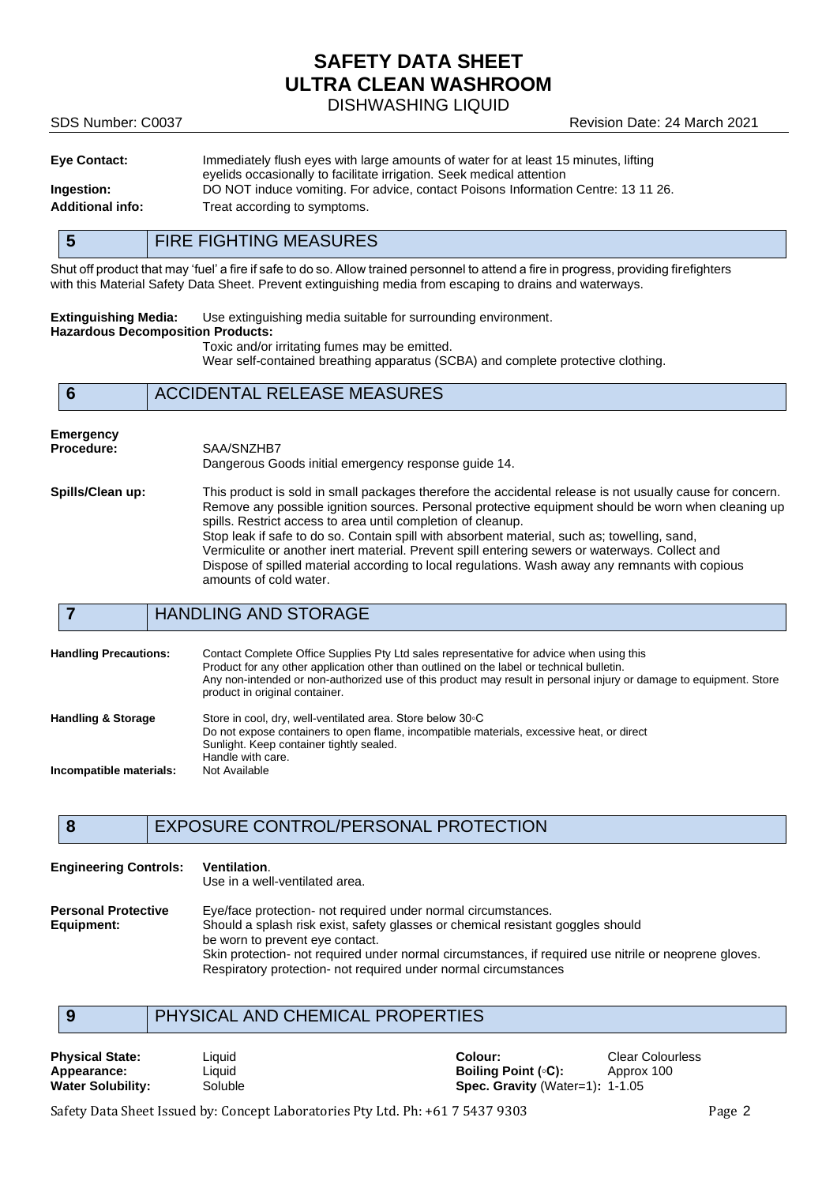**Eye Contact:** Immediately flush eyes with large amounts of water for at least 15 minutes, lifting eyelids occasionally to facilitate irrigation. Seek medical attention

**Ingestion:** DO NOT induce vomiting. For advice, contact Poisons Information Centre: 13 11 26.

**Additional info:** Treat according to symptoms.

## 5 FIRE FIGHTING MEASURES

Shut off product that may 'fuel' a fire if safe to do so. Allow trained personnel to attend a fire in progress, providing firefighters with this Material Safety Data Sheet. Prevent extinguishing media from escaping to drains and waterways.

**Extinguishing Media:** Use extinguishing media suitable for surrounding environment.

**Hazardous Decomposition Products:**
Toxic and/or irritating fumes may be emitted.
Wear self-contained breathing apparatus (SCBA) and complete protective clothing.

## 6 ACCIDENTAL RELEASE MEASURES

**Emergency Procedure:** SAA/SNZHB7
Dangerous Goods initial emergency response guide 14.

**Spills/Clean up:** This product is sold in small packages therefore the accidental release is not usually cause for concern. Remove any possible ignition sources. Personal protective equipment should be worn when cleaning up spills. Restrict access to area until completion of cleanup.
Stop leak if safe to do so. Contain spill with absorbent material, such as; towelling, sand, Vermiculite or another inert material. Prevent spill entering sewers or waterways. Collect and Dispose of spilled material according to local regulations. Wash away any remnants with copious amounts of cold water.

## 7 HANDLING AND STORAGE

**Handling Precautions:** Contact Complete Office Supplies Pty Ltd sales representative for advice when using this Product for any other application other than outlined on the label or technical bulletin.
Any non-intended or non-authorized use of this product may result in personal injury or damage to equipment. Store product in original container.

**Handling & Storage** Store in cool, dry, well-ventilated area. Store below 30◦C
Do not expose containers to open flame, incompatible materials, excessive heat, or direct Sunlight. Keep container tightly sealed.
Handle with care.

**Incompatible materials:** Not Available

## 8 EXPOSURE CONTROL/PERSONAL PROTECTION

**Engineering Controls:** **Ventilation**.
Use in a well-ventilated area.

**Personal Protective Equipment:** Eye/face protection- not required under normal circumstances.
Should a splash risk exist, safety glasses or chemical resistant goggles should be worn to prevent eye contact.
Skin protection- not required under normal circumstances, if required use nitrile or neoprene gloves.
Respiratory protection- not required under normal circumstances

## 9 PHYSICAL AND CHEMICAL PROPERTIES

| | | | |
|---|---|---|---|
| **Physical State:** | Liquid | **Colour:** | Clear Colourless |
| **Appearance:** | Liquid | **Boiling Point (◦C):** | Approx 100 |
| **Water Solubility:** | Soluble | **Spec. Gravity** (Water=1)**:** | 1-1.05 |

Safety Data Sheet Issued by: Concept Laboratories Pty Ltd. Ph: +61 7 5437 9303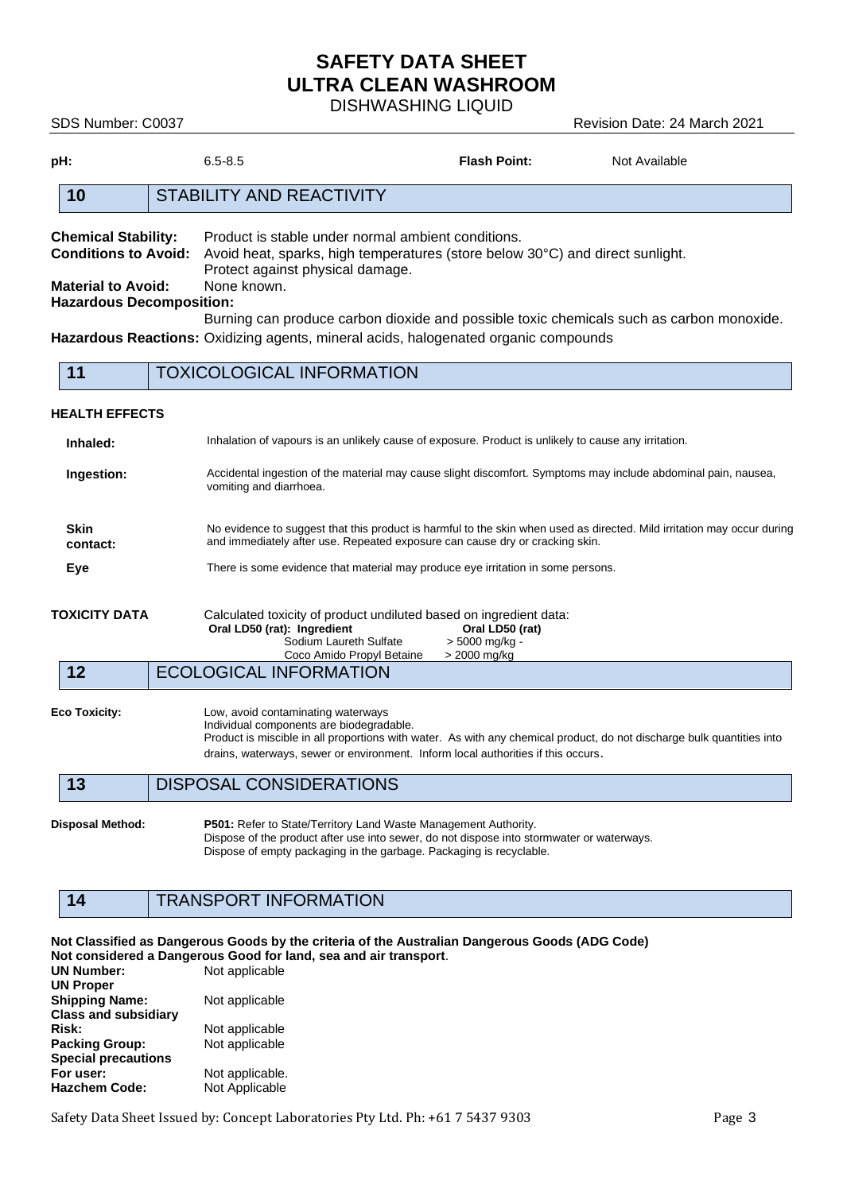| pH: | 6.5-8.5 | Flash Point: | Not Available |
|---|---|---|---|

## 10 STABILITY AND REACTIVITY

**Chemical Stability:** Product is stable under normal ambient conditions.
**Conditions to Avoid:** Avoid heat, sparks, high temperatures (store below 30°C) and direct sunlight. Protect against physical damage.
**Material to Avoid:** None known.
**Hazardous Decomposition:** Burning can produce carbon dioxide and possible toxic chemicals such as carbon monoxide.
**Hazardous Reactions:** Oxidizing agents, mineral acids, halogenated organic compounds

## 11 TOXICOLOGICAL INFORMATION

**HEALTH EFFECTS**

**Inhaled:** Inhalation of vapours is an unlikely cause of exposure. Product is unlikely to cause any irritation.

**Ingestion:** Accidental ingestion of the material may cause slight discomfort. Symptoms may include abdominal pain, nausea, vomiting and diarrhoea.

**Skin contact:** No evidence to suggest that this product is harmful to the skin when used as directed. Mild irritation may occur during and immediately after use. Repeated exposure can cause dry or cracking skin.

**Eye** There is some evidence that material may produce eye irritation in some persons.

**TOXICITY DATA** Calculated toxicity of product undiluted based on ingredient data:

| Oral LD50 (rat): Ingredient | Oral LD50 (rat) |
|---|---|
| Sodium Laureth Sulfate | > 5000 mg/kg - |
| Coco Amido Propyl Betaine | > 2000 mg/kg |

## 12 ECOLOGICAL INFORMATION

**Eco Toxicity:** Low, avoid contaminating waterways
Individual components are biodegradable.
Product is miscible in all proportions with water. As with any chemical product, do not discharge bulk quantities into drains, waterways, sewer or environment. Inform local authorities if this occurs.

## 13 DISPOSAL CONSIDERATIONS

**Disposal Method:** **P501:** Refer to State/Territory Land Waste Management Authority.
Dispose of the product after use into sewer, do not dispose into stormwater or waterways.
Dispose of empty packaging in the garbage. Packaging is recyclable.

## 14 TRANSPORT INFORMATION

**Not Classified as Dangerous Goods by the criteria of the Australian Dangerous Goods (ADG Code)**
**Not considered a Dangerous Good for land, sea and air transport**.

**UN Number:** Not applicable
**UN Proper Shipping Name:** Not applicable
**Class and subsidiary Risk:** Not applicable
**Packing Group:** Not applicable
**Special precautions For user:** Not applicable.
**Hazchem Code:** Not Applicable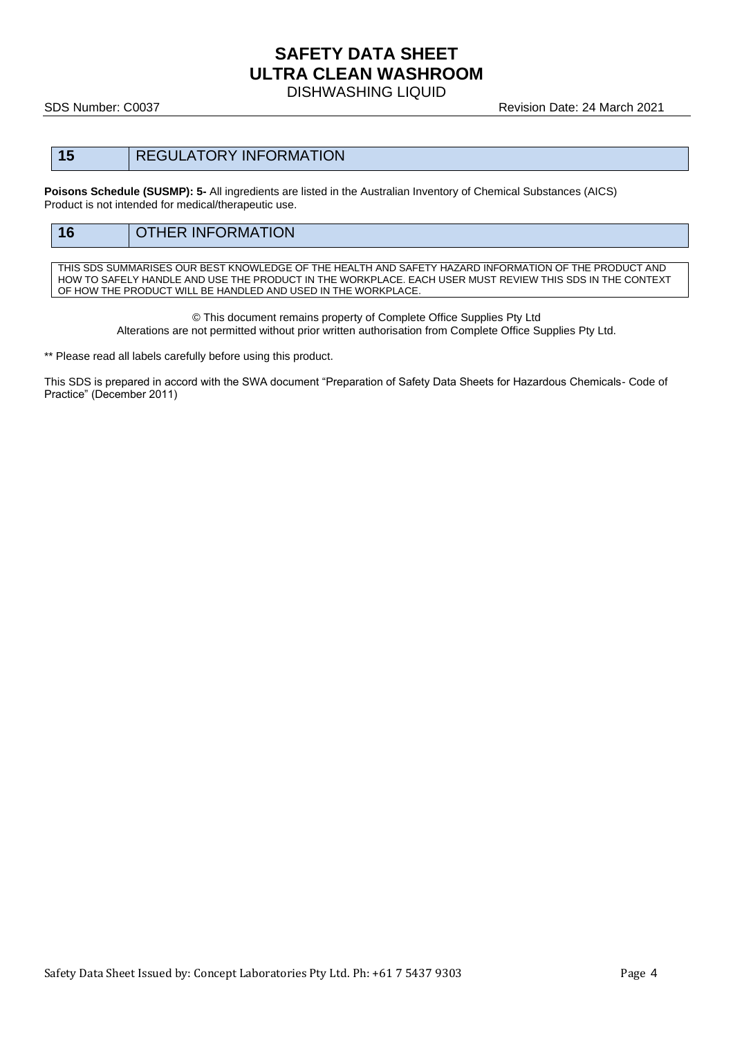## 15 REGULATORY INFORMATION

**Poisons Schedule (SUSMP): 5-** All ingredients are listed in the Australian Inventory of Chemical Substances (AICS) Product is not intended for medical/therapeutic use.

## 16 OTHER INFORMATION

THIS SDS SUMMARISES OUR BEST KNOWLEDGE OF THE HEALTH AND SAFETY HAZARD INFORMATION OF THE PRODUCT AND HOW TO SAFELY HANDLE AND USE THE PRODUCT IN THE WORKPLACE. EACH USER MUST REVIEW THIS SDS IN THE CONTEXT OF HOW THE PRODUCT WILL BE HANDLED AND USED IN THE WORKPLACE.

© This document remains property of Complete Office Supplies Pty Ltd
Alterations are not permitted without prior written authorisation from Complete Office Supplies Pty Ltd.

** Please read all labels carefully before using this product.

This SDS is prepared in accord with the SWA document "Preparation of Safety Data Sheets for Hazardous Chemicals- Code of Practice" (December 2011)

Safety Data Sheet Issued by: Concept Laboratories Pty Ltd. Ph: +61 7 5437 9303